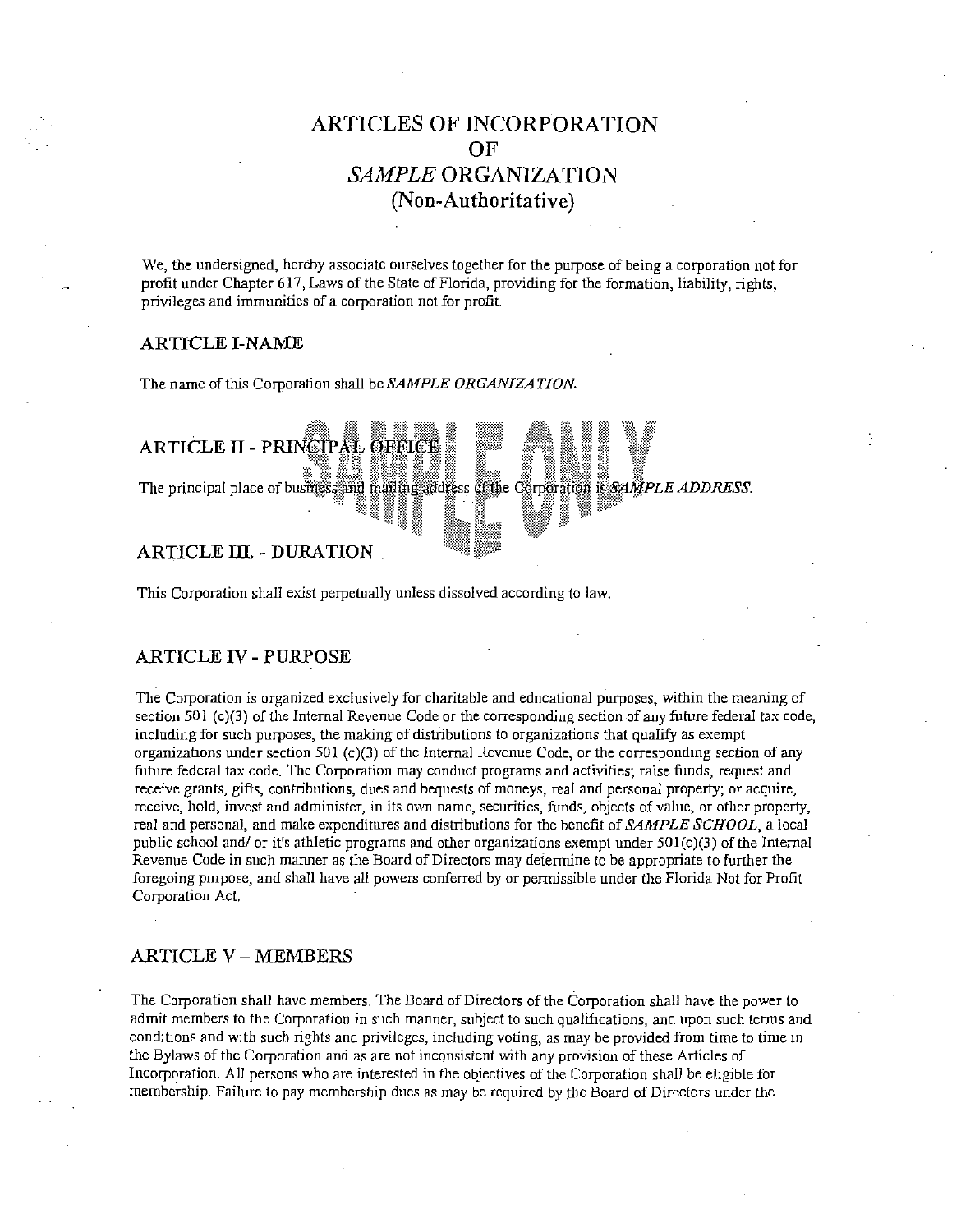# ARTICLES OF INCORPORATION OF *SAMPLE* ORGANIZATION (Non-Authoritative)

We, the undersigned, hereby associate ourselves together for the purpose of being a corporation not for profit under Chapter 617, Laws of the State of Florida, providing for the formation, liability, rights, privileges and immunities of a corporation not for profit.

## ARTICLE I-NAME

The name of this Corporation shall be *SAMPLE ORGANIZATION.*

## ARTICLE II - PRINCIPAL OFFICE

The principal place of business and mailing address of the Corporation is *SAMPLE ADDRESS.*

## ARTICLE III. - DURATION

This Corporation shall exist perpetually unless dissolved according to law.

## ARTICLE IV - PURPOSE

The Corporation is organized exclusively for charitable and ednéational purposes, within the meaning of section 501 (c)(3) of the Internal Revenue Code or the corresponding section of any future federal tax code, including for such purposes, the making of distributions to organizations that qualify as exempt organizations under section 501 (c)(3) of the Internal Revenue Code, or the corresponding section of any future federal tax code. The Corporation may conduct programs and activities; raise funds, request and receive grants, gifts, contributions, dues and bequests of moneys, real and personal property; or acquire, receive, hold, invest and administer, in its own name, securities, funds, objects of value, or other property, real and personal, and make expenditures and distributions for the benefit of *SAMPLE SCHOOL*, a local public school and/ or it's athletic programs and other organizations exempt under 501(c)(3) of the Internal Revenue Code in such manner as the Board of Directors may determine to be appropriate to further the foregoing pnrpose, and shall have all powers conferred by or permissible under the Florida Not for Profit Corporation Act.

## ARTICLE V – MEMBERS

The Corporation shall have members. The Board of Directors of the Corporation shall have the power to admit members to the Corporation in such manner, subject to such qualifications, and upon such terms and conditions and with such rights and privileges, including voting, as may be provided from time to time in the Bylaws of the Corporation and as are not inconsistent with any provision of these Articles of Incorporation. All persons who are interested in the objectives of the Corporation shall be eligible for membership. Failure to pay membership dues as may be required by the Board of Directors under the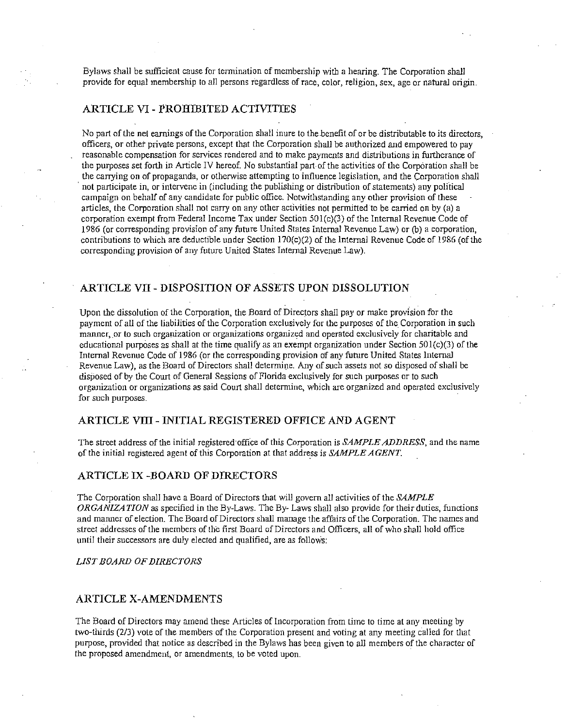Bylaws shall be sufficient cause for termination of membership with a hearing. The Corporation shall provide for equal membership to all persons regardless of race, color, religion, sex, age or natural origin.

## ARTICLE VI - PROHIBITED ACTIVITIES

No part of the net earnings of the Corporation shall inure to the benefit of or be distributable to its directors, officers, or other private persons, except that the Corporation shall be authorized and empowered to pay reasonable compensation for services rendered and to make payments and distributions in furtherance of the purposes set forth in Article IV hereof. No substantial part of the activities of the Corporation shall be the carrying on of propaganda, or otherwise attempting to influence legislation, and the Corporation shall not participate in, or intervene in (including the publishing or distribution of statements) any political campaign on behalf of any candidate for public office. Notwithstanding any other provision of these articles, the Corporation shall not carry on any other activities not permitted to be carried on by (a) a corporation exempt from Federal Income Tax under Section 501(c)(3) of the Internal Revenue Code of 1986 (or corresponding provision of any future United States Internal Revenue Law) or (b) a corporation, contributions to which are deductible under Section 170(c)(2) of the Internal Revenue Code of 1986 (of the corresponding provision of any future United States Internal Revenue Law).

## ARTICLE VII - DISPOSITION OF ASSETS UPON DISSOLUTION

Upon the dissolution of the Corporation, the Board of Directors shall pay or make provision for the payment of all of the liabilities of the Corporation exclusively for the purposes of the Corporation in such manner, or to such organization or organizations organized and operated exclusively for charitable and educational purposes as shall at the time qualify as an exempt organization under Section 501(c)(3) of the Internal Revenue Code of 1986 (or the corresponding provision of any future United States Internal Revenue Law), as the Board of Directors shall determine. Any of such assets not so disposed of shall be disposed of by the Court of General Sessions of Florida exclusively for such purposes or to such organization or organizations as said Court shall determine, which are organized and operated exclusively for such purposes.

## ARTICLE VIII - INITIAL REGISTERED OFFICE AND AGENT

The street address of the initial registered office of this Corporation is *SAMPLE ADDRESS*, and the name of the initial registered agent of this Corporation at that address is *SAMPLE AGENT*.

## ARTICLE IX -BOARD OF DIRECTORS

The Corporation shall have a Board of Directors that will govern all activities of the *SAMPLE ORGANIZATION* as specified in the By-Laws. The By- Laws shall also provide for their duties, functions and manner of election. The Board of Directors shall manage the affairs of the Corporation. The names and street addresses of the members of the first Board of Directors and Officers, all of who shall hold office until their successors are duly elected and qualified, are as follows:

*LIST BOARD OF DIRECTORS*

## ARTICLE X-AMENDMENTS

The Board of Directors may amend these Articles of Incorporation from time to time at any meeting by two-thirds (2/3) vote of the members of the Corporation present and voting at any meeting called for that purpose, provided that notice as described in the Bylaws has been given to all members of the character of the proposed amendment, or amendments, to be voted upon.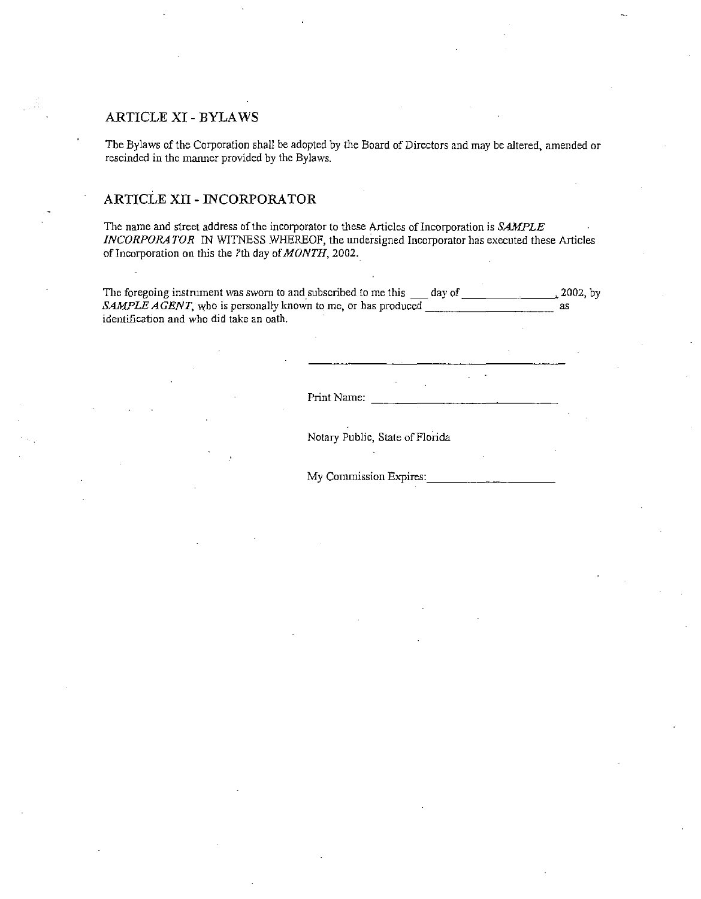## ARTICLE XI - BYLAWS

The Bylaws of the Corporation shall be adopted by the Board of Directors and may be altered, amended or rescinded in the manner provided by the Bylaws.

## ARTICLE XII - INCORPORATOR

The name and street address of the incorporator to these Articles of Incorporation is *SAMPLE INCORPORATOR* IN WITNESS WHEREOF, the undersigned Incorporator has executed these Articles of Incorporation on this the ?th day of *MONTH*, 2002.

The foregoing instrument was sworn to and subscribed to me this ___ day of ________________, 2002, by *SAMPLE AGENT*, who is personally known to me, or has produced ______________________ as identification and who did take an oath.

_______________________________________

Print Name: ___________________________

Notary Public, State of Florida

My Commission Expires: ________________